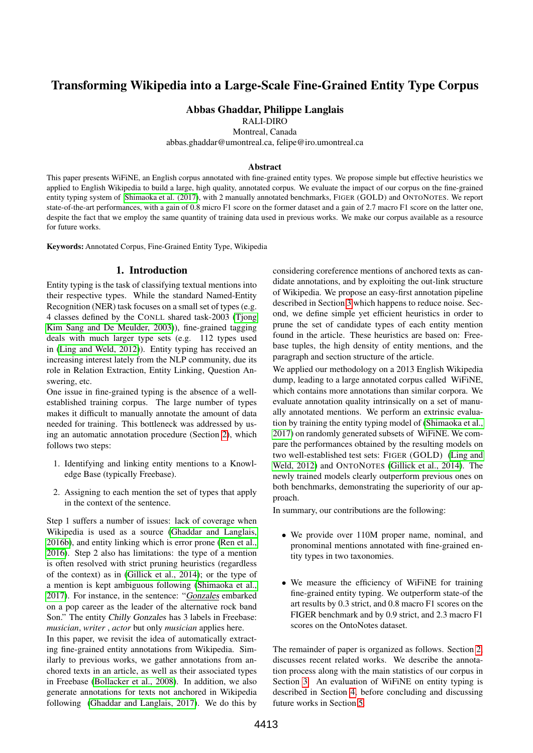# Transforming Wikipedia into a Large-Scale Fine-Grained Entity Type Corpus

**Abbas Ghaddar, Philippe Langlais**

RALI-DIRO
Montreal, Canada
abbas.ghaddar@umontreal.ca, felipe@iro.umontreal.ca

### Abstract

This paper presents WiFiNE, an English corpus annotated with fine-grained entity types. We propose simple but effective heuristics we applied to English Wikipedia to build a large, high quality, annotated corpus. We evaluate the impact of our corpus on the fine-grained entity typing system of Shimaoka et al. (2017), with 2 manually annotated benchmarks, FIGER (GOLD) and ONTONOTES. We report state-of-the-art performances, with a gain of 0.8 micro F1 score on the former dataset and a gain of 2.7 macro F1 score on the latter one, despite the fact that we employ the same quantity of training data used in previous works. We make our corpus available as a resource for future works.

**Keywords:** Annotated Corpus, Fine-Grained Entity Type, Wikipedia

## 1. Introduction

Entity typing is the task of classifying textual mentions into their respective types. While the standard Named-Entity Recognition (NER) task focuses on a small set of types (e.g. 4 classes defined by the CONLL shared task-2003 (Tjong Kim Sang and De Meulder, 2003)), fine-grained tagging deals with much larger type sets (e.g. 112 types used in (Ling and Weld, 2012)). Entity typing has received an increasing interest lately from the NLP community, due its role in Relation Extraction, Entity Linking, Question Answering, etc.

One issue in fine-grained typing is the absence of a well-established training corpus. The large number of types makes it difficult to manually annotate the amount of data needed for training. This bottleneck was addressed by using an automatic annotation procedure (Section 2), which follows two steps:

1. Identifying and linking entity mentions to a Knowledge Base (typically Freebase).
2. Assigning to each mention the set of types that apply in the context of the sentence.

Step 1 suffers a number of issues: lack of coverage when Wikipedia is used as a source (Ghaddar and Langlais, 2016b), and entity linking which is error prone (Ren et al., 2016). Step 2 also has limitations: the type of a mention is often resolved with strict pruning heuristics (regardless of the context) as in (Gillick et al., 2014); or the type of a mention is kept ambiguous following (Shimaoka et al., 2017). For instance, in the sentence: "*Gonzales* embarked on a pop career as the leader of the alternative rock band Son." The entity *Chilly Gonzales* has 3 labels in Freebase: *musician*, *writer* , *actor* but only *musician* applies here.

In this paper, we revisit the idea of automatically extracting fine-grained entity annotations from Wikipedia. Similarly to previous works, we gather annotations from anchored texts in an article, as well as their associated types in Freebase (Bollacker et al., 2008). In addition, we also generate annotations for texts not anchored in Wikipedia following (Ghaddar and Langlais, 2017). We do this by considering coreference mentions of anchored texts as candidate annotations, and by exploiting the out-link structure of Wikipedia. We propose an easy-first annotation pipeline described in Section 3 which happens to reduce noise. Second, we define simple yet efficient heuristics in order to prune the set of candidate types of each entity mention found in the article. These heuristics are based on: Freebase tuples, the high density of entity mentions, and the paragraph and section structure of the article.

We applied our methodology on a 2013 English Wikipedia dump, leading to a large annotated corpus called WiFiNE, which contains more annotations than similar corpora. We evaluate annotation quality intrinsically on a set of manually annotated mentions. We perform an extrinsic evaluation by training the entity typing model of (Shimaoka et al., 2017) on randomly generated subsets of WiFiNE. We compare the performances obtained by the resulting models on two well-established test sets: FIGER (GOLD) (Ling and Weld, 2012) and ONTONOTES (Gillick et al., 2014). The newly trained models clearly outperform previous ones on both benchmarks, demonstrating the superiority of our approach.

In summary, our contributions are the following:

- We provide over 110M proper name, nominal, and pronominal mentions annotated with fine-grained entity types in two taxonomies.
- We measure the efficiency of WiFiNE for training fine-grained entity typing. We outperform state-of-the art results by 0.3 strict, and 0.8 macro F1 scores on the FIGER benchmark and by 0.9 strict, and 2.3 macro F1 scores on the OntoNotes dataset.

The remainder of paper is organized as follows. Section 2 discusses recent related works. We describe the annotation process along with the main statistics of our corpus in Section 3. An evaluation of WiFiNE on entity typing is described in Section 4, before concluding and discussing future works in Section 5.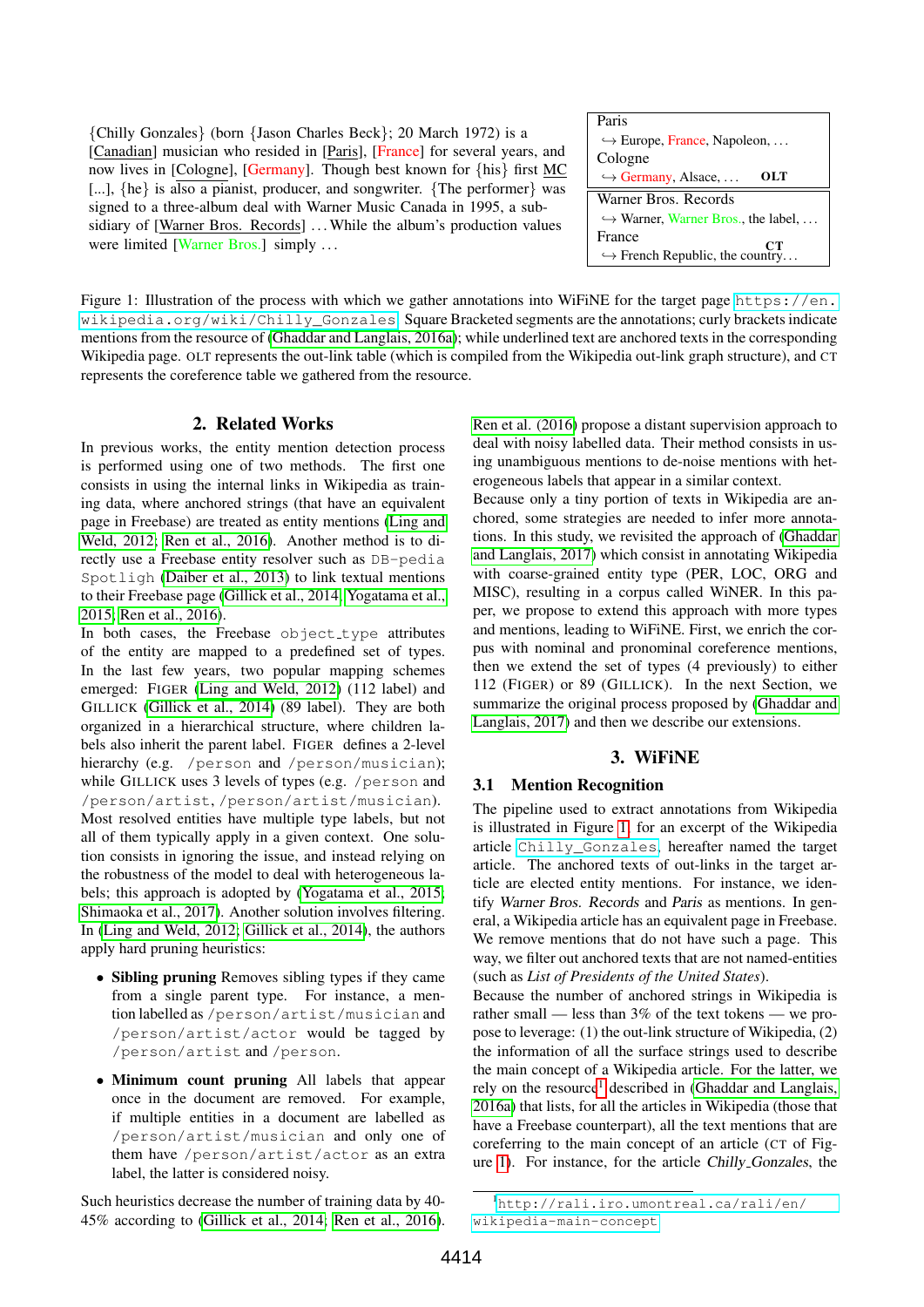{Chilly Gonzales} (born {Jason Charles Beck}; 20 March 1972) is a [Canadian] musician who resided in [Paris], [France] for several years, and now lives in [Cologne], [Germany]. Though best known for {his} first MC [...], {he} is also a pianist, producer, and songwriter. {The performer} was signed to a three-album deal with Warner Music Canada in 1995, a subsidiary of [Warner Bros. Records] ... While the album's production values were limited [Warner Bros.] simply ...

| |
|---|
| Paris<br>↪ Europe, France, Napoleon, ...<br>Cologne<br>↪ Germany, Alsace, ... **OLT** |
| Warner Bros. Records<br>↪ Warner, Warner Bros., the label, ...<br>France **CT**<br>↪ French Republic, the country... |

Figure 1: Illustration of the process with which we gather annotations into WiFiNE for the target page https://en.wikipedia.org/wiki/Chilly_Gonzales. Square Bracketed segments are the annotations; curly brackets indicate mentions from the resource of (Ghaddar and Langlais, 2016a); while underlined text are anchored texts in the corresponding Wikipedia page. OLT represents the out-link table (which is compiled from the Wikipedia out-link graph structure), and CT represents the coreference table we gathered from the resource.

## 2. Related Works

In previous works, the entity mention detection process is performed using one of two methods. The first one consists in using the internal links in Wikipedia as training data, where anchored strings (that have an equivalent page in Freebase) are treated as entity mentions (Ling and Weld, 2012; Ren et al., 2016). Another method is to directly use a Freebase entity resolver such as `DB-pedia Spotligh` (Daiber et al., 2013) to link textual mentions to their Freebase page (Gillick et al., 2014; Yogatama et al., 2015; Ren et al., 2016).

In both cases, the Freebase `object_type` attributes of the entity are mapped to a predefined set of types. In the last few years, two popular mapping schemes emerged: FIGER (Ling and Weld, 2012) (112 label) and GILLICK (Gillick et al., 2014) (89 label). They are both organized in a hierarchical structure, where children labels also inherit the parent label. FIGER defines a 2-level hierarchy (e.g. `/person` and `/person/musician`); while GILLICK uses 3 levels of types (e.g. `/person` and `/person/artist`, `/person/artist/musician`).

Most resolved entities have multiple type labels, but not all of them typically apply in a given context. One solution consists in ignoring the issue, and instead relying on the robustness of the model to deal with heterogeneous labels; this approach is adopted by (Yogatama et al., 2015; Shimaoka et al., 2017). Another solution involves filtering. In (Ling and Weld, 2012; Gillick et al., 2014), the authors apply hard pruning heuristics:

- **Sibling pruning** Removes sibling types if they came from a single parent type. For instance, a mention labelled as `/person/artist/musician` and `/person/artist/actor` would be tagged by `/person/artist` and `/person`.
- **Minimum count pruning** All labels that appear once in the document are removed. For example, if multiple entities in a document are labelled as `/person/artist/musician` and only one of them have `/person/artist/actor` as an extra label, the latter is considered noisy.

Such heuristics decrease the number of training data by 40-45% according to (Gillick et al., 2014; Ren et al., 2016).

Ren et al. (2016) propose a distant supervision approach to deal with noisy labelled data. Their method consists in using unambiguous mentions to de-noise mentions with heterogeneous labels that appear in a similar context.

Because only a tiny portion of texts in Wikipedia are anchored, some strategies are needed to infer more annotations. In this study, we revisited the approach of (Ghaddar and Langlais, 2017) which consist in annotating Wikipedia with coarse-grained entity type (PER, LOC, ORG and MISC), resulting in a corpus called WiNER. In this paper, we propose to extend this approach with more types and mentions, leading to WiFiNE. First, we enrich the corpus with nominal and pronominal coreference mentions, then we extend the set of types (4 previously) to either 112 (FIGER) or 89 (GILLICK). In the next Section, we summarize the original process proposed by (Ghaddar and Langlais, 2017) and then we describe our extensions.

## 3. WiFiNE

### 3.1 Mention Recognition

The pipeline used to extract annotations from Wikipedia is illustrated in Figure 1, for an excerpt of the Wikipedia article `Chilly_Gonzales`, hereafter named the target article. The anchored texts of out-links in the target article are elected entity mentions. For instance, we identify *Warner Bros. Records* and *Paris* as mentions. In general, a Wikipedia article has an equivalent page in Freebase. We remove mentions that do not have such a page. This way, we filter out anchored texts that are not named-entities (such as *List of Presidents of the United States*).

Because the number of anchored strings in Wikipedia is rather small — less than 3% of the text tokens — we propose to leverage: (1) the out-link structure of Wikipedia, (2) the information of all the surface strings used to describe the main concept of a Wikipedia article. For the latter, we rely on the resource[1] described in (Ghaddar and Langlais, 2016a) that lists, for all the articles in Wikipedia (those that have a Freebase counterpart), all the text mentions that are coreferring to the main concept of an article (CT of Figure 1). For instance, for the article *Chilly_Gonzales*, the

[1] http://rali.iro.umontreal.ca/rali/en/wikipedia-main-concept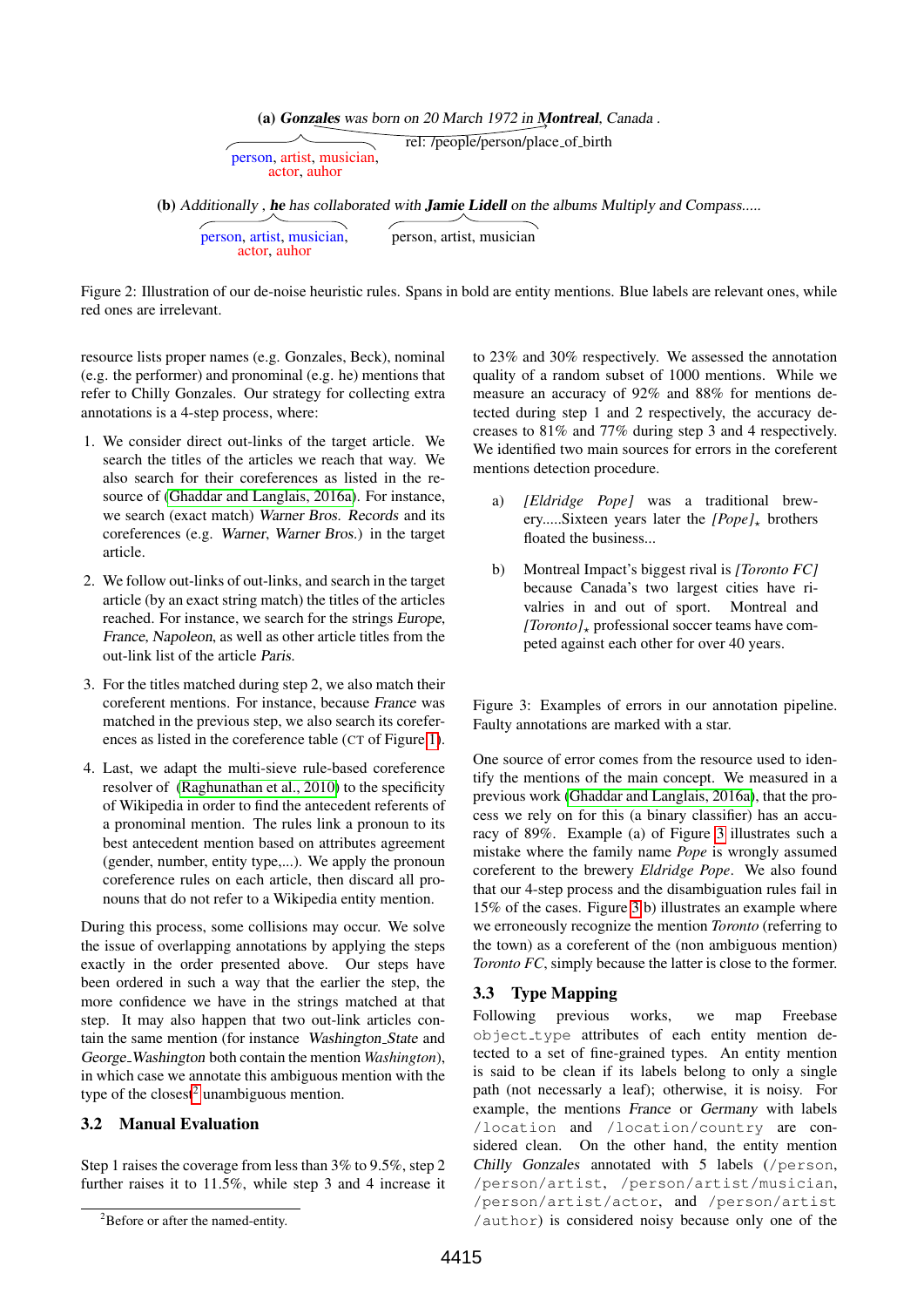(a) ***Gonzales*** *was born on 20 March 1972 in* ***Montreal****, Canada .*

person, artist, musician, actor, auhor — rel: /people/person/place_of_birth

(b) *Additionally ,* ***he*** *has collaborated with* ***Jamie Lidell*** *on the albums Multiply and Compass.....*

person, artist, musician, actor, auhor — person, artist, musician

Figure 2: Illustration of our de-noise heuristic rules. Spans in bold are entity mentions. Blue labels are relevant ones, while red ones are irrelevant.

resource lists proper names (e.g. Gonzales, Beck), nominal (e.g. the performer) and pronominal (e.g. he) mentions that refer to Chilly Gonzales. Our strategy for collecting extra annotations is a 4-step process, where:

1. We consider direct out-links of the target article. We search the titles of the articles we reach that way. We also search for their coreferences as listed in the resource of (Ghaddar and Langlais, 2016a). For instance, we search (exact match) *Warner Bros. Records* and its coreferences (e.g. *Warner*, *Warner Bros.*) in the target article.
2. We follow out-links of out-links, and search in the target article (by an exact string match) the titles of the articles reached. For instance, we search for the strings *Europe*, *France*, *Napoleon*, as well as other article titles from the out-link list of the article *Paris*.
3. For the titles matched during step 2, we also match their coreferent mentions. For instance, because *France* was matched in the previous step, we also search its coreferences as listed in the coreference table (CT of Figure 1).
4. Last, we adapt the multi-sieve rule-based coreference resolver of (Raghunathan et al., 2010) to the specificity of Wikipedia in order to find the antecedent referents of a pronominal mention. The rules link a pronoun to its best antecedent mention based on attributes agreement (gender, number, entity type,...). We apply the pronoun coreference rules on each article, then discard all pronouns that do not refer to a Wikipedia entity mention.

During this process, some collisions may occur. We solve the issue of overlapping annotations by applying the steps exactly in the order presented above. Our steps have been ordered in such a way that the earlier the step, the more confidence we have in the strings matched at that step. It may also happen that two out-link articles contain the same mention (for instance *Washington_State* and *George_Washington* both contain the mention *Washington*), in which case we annotate this ambiguous mention with the type of the closest[2] unambiguous mention.

## 3.2 Manual Evaluation

Step 1 raises the coverage from less than 3% to 9.5%, step 2 further raises it to 11.5%, while step 3 and 4 increase it to 23% and 30% respectively. We assessed the annotation quality of a random subset of 1000 mentions. While we measure an accuracy of 92% and 88% for mentions detected during step 1 and 2 respectively, the accuracy decreases to 81% and 77% during step 3 and 4 respectively. We identified two main sources for errors in the coreferent mentions detection procedure.

a) *[Eldridge Pope]* was a traditional brewery.....Sixteen years later the *[Pope]*$_\star$ brothers floated the business...

b) Montreal Impact's biggest rival is *[Toronto FC]* because Canada's two largest cities have rivalries in and out of sport. Montreal and *[Toronto]*$_\star$ professional soccer teams have competed against each other for over 40 years.

Figure 3: Examples of errors in our annotation pipeline. Faulty annotations are marked with a star.

One source of error comes from the resource used to identify the mentions of the main concept. We measured in a previous work (Ghaddar and Langlais, 2016a), that the process we rely on for this (a binary classifier) has an accuracy of 89%. Example (a) of Figure 3 illustrates such a mistake where the family name *Pope* is wrongly assumed coreferent to the brewery *Eldridge Pope*. We also found that our 4-step process and the disambiguation rules fail in 15% of the cases. Figure 3(b) illustrates an example where we erroneously recognize the mention *Toronto* (referring to the town) as a coreferent of the (non ambiguous mention) *Toronto FC*, simply because the latter is close to the former.

## 3.3 Type Mapping

Following previous works, we map Freebase `object_type` attributes of each entity mention detected to a set of fine-grained types. An entity mention is said to be clean if its labels belong to only a single path (not necessary a leaf); otherwise, it is noisy. For example, the mentions *France* or *Germany* with labels `/location` and `/location/country` are considered clean. On the other hand, the entity mention *Chilly Gonzales* annotated with 5 labels (`/person`, `/person/artist`, `/person/artist/musician`, `/person/artist/actor`, and `/person/artist/author`) is considered noisy because only one of the

[2] Before or after the named-entity.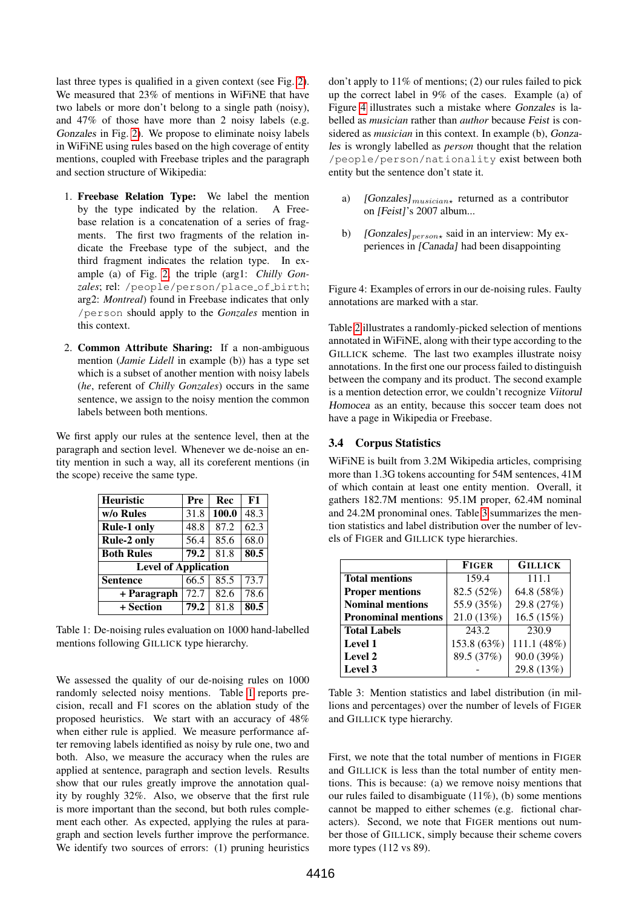last three types is qualified in a given context (see Fig. 2). We measured that 23% of mentions in WiFiNE that have two labels or more don't belong to a single path (noisy), and 47% of those have more than 2 noisy labels (e.g. Gonzales in Fig. 2). We propose to eliminate noisy labels in WiFiNE using rules based on the high coverage of entity mentions, coupled with Freebase triples and the paragraph and section structure of Wikipedia:

1. **Freebase Relation Type:** We label the mention by the type indicated by the relation. A Freebase relation is a concatenation of a series of fragments. The first two fragments of the relation indicate the Freebase type of the subject, and the third fragment indicates the relation type. In example (a) of Fig. 2, the triple (arg1: *Chilly Gonzales*; rel: /people/person/place_of_birth; arg2: *Montreal*) found in Freebase indicates that only /person should apply to the *Gonzales* mention in this context.

2. **Common Attribute Sharing:** If a non-ambiguous mention (*Jamie Lidell* in example (b)) has a type set which is a subset of another mention with noisy labels (*he*, referent of *Chilly Gonzales*) occurs in the same sentence, we assign to the noisy mention the common labels between both mentions.

We first apply our rules at the sentence level, then at the paragraph and section level. Whenever we de-noise an entity mention in such a way, all its coreferent mentions (in the scope) receive the same type.

| Heuristic | Pre | Rec | F1 |
|---|---|---|---|
| **w/o Rules** | 31.8 | **100.0** | 48.3 |
| **Rule-1 only** | 48.8 | 87.2 | 62.3 |
| **Rule-2 only** | 56.4 | 85.6 | 68.0 |
| **Both Rules** | **79.2** | 81.8 | **80.5** |
| **Level of Application** | | | |
| **Sentence** | 66.5 | 85.5 | 73.7 |
| **+ Paragraph** | 72.7 | 82.6 | 78.6 |
| **+ Section** | **79.2** | 81.8 | **80.5** |

Table 1: De-noising rules evaluation on 1000 hand-labelled mentions following GILLICK type hierarchy.

We assessed the quality of our de-noising rules on 1000 randomly selected noisy mentions. Table 1 reports precision, recall and F1 scores on the ablation study of the proposed heuristics. We start with an accuracy of 48% when either rule is applied. We measure performance after removing labels identified as noisy by rule one, two and both. Also, we measure the accuracy when the rules are applied at sentence, paragraph and section levels. Results show that our rules greatly improve the annotation quality by roughly 32%. Also, we observe that the first rule is more important than the second, but both rules complement each other. As expected, applying the rules at paragraph and section levels further improve the performance. We identify two sources of errors: (1) pruning heuristics don't apply to 11% of mentions; (2) our rules failed to pick up the correct label in 9% of the cases. Example (a) of Figure 4 illustrates such a mistake where *Gonzales* is labelled as *musician* rather than *author* because *Feist* is considered as *musician* in this context. In example (b), *Gonzales* is wrongly labelled as *person* thought that the relation /people/person/nationality exist between both entity but the sentence don't state it.

a) *[Gonzales]*$_{musician\star}$ returned as a contributor on *[Feist]*'s 2007 album...

b) *[Gonzales]*$_{person\star}$ said in an interview: My experiences in *[Canada]* had been disappointing

Figure 4: Examples of errors in our de-noising rules. Faulty annotations are marked with a star.

Table 2 illustrates a randomly-picked selection of mentions annotated in WiFiNE, along with their type according to the GILLICK scheme. The last two examples illustrate noisy annotations. In the first one our process failed to distinguish between the company and its product. The second example is a mention detection error, we couldn't recognize *Viitorul Homocea* as an entity, because this soccer team does not have a page in Wikipedia or Freebase.

### 3.4 Corpus Statistics

WiFiNE is built from 3.2M Wikipedia articles, comprising more than 1.3G tokens accounting for 54M sentences, 41M of which contain at least one entity mention. Overall, it gathers 182.7M mentions: 95.1M proper, 62.4M nominal and 24.2M pronominal ones. Table 3 summarizes the mention statistics and label distribution over the number of levels of FIGER and GILLICK type hierarchies.

| | FIGER | GILLICK |
|---|---|---|
| **Total mentions** | 159.4 | 111.1 |
| **Proper mentions** | 82.5 (52%) | 64.8 (58%) |
| **Nominal mentions** | 55.9 (35%) | 29.8 (27%) |
| **Pronominal mentions** | 21.0 (13%) | 16.5 (15%) |
| **Total Labels** | 243.2 | 230.9 |
| **Level 1** | 153.8 (63%) | 111.1 (48%) |
| **Level 2** | 89.5 (37%) | 90.0 (39%) |
| **Level 3** | - | 29.8 (13%) |

Table 3: Mention statistics and label distribution (in millions and percentages) over the number of levels of FIGER and GILLICK type hierarchy.

First, we note that the total number of mentions in FIGER and GILLICK is less than the total number of entity mentions. This is because: (a) we remove noisy mentions that our rules failed to disambiguate (11%), (b) some mentions cannot be mapped to either schemes (e.g. fictional characters). Second, we note that FIGER mentions out number those of GILLICK, simply because their scheme covers more types (112 vs 89).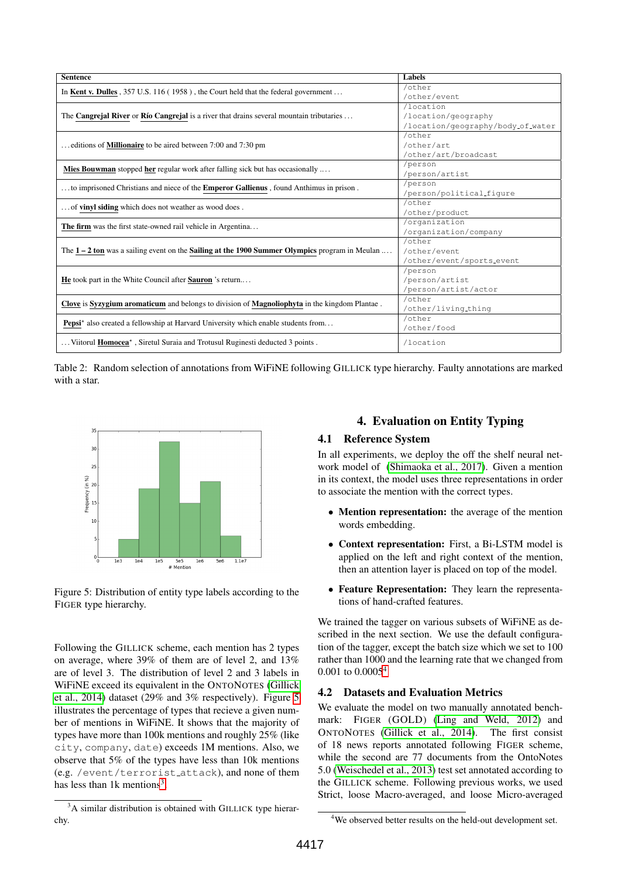| Sentence | Labels |
|---|---|
| In **Kent v. Dulles** , 357 U.S. 116 ( 1958 ) , the Court held that the federal government … | /other<br>/other/event |
| The **Cangrejal River** or **Río Cangrejal** is a river that drains several mountain tributaries … | /location<br>/location/geography<br>/location/geography/body_of_water |
| …editions of **Millionaire** to be aired between 7:00 and 7:30 pm | /other<br>/other/art<br>/other/art/broadcast |
| **Mies Bouwman** stopped **her** regular work after falling sick but has occasionally …. | /person<br>/person/artist |
| …to imprisoned Christians and niece of the **Emperor Gallienus** , found Anthimus in prison . | /person<br>/person/political_figure |
| …of **vinyl siding** which does not weather as wood does . | /other<br>/other/product |
| **The firm** was the first state-owned rail vehicle in Argentina… | /organization<br>/organization/company |
| The **1 – 2 ton** was a sailing event on the **Sailing at the 1900 Summer Olympics** program in Meulan …. | /other<br>/other/event<br>/other/event/sports_event |
| **He** took part in the White Council after **Sauron** 's return.… | /person<br>/person/artist<br>/person/artist/actor |
| **Clove** is **Syzygium aromaticum** and belongs to division of **Magnoliophyta** in the kingdom Plantae . | /other<br>/other/living_thing |
| **Pepsi**⋆ also created a fellowship at Harvard University which enable students from… | /other<br>/other/food |
| …Viitorul **Homocea**⋆ , Siretul Suraia and Trotusul Ruginesti deducted 3 points . | /location |

Table 2: Random selection of annotations from WiFiNE following GILLICK type hierarchy. Faulty annotations are marked with a star.

Figure 5: Distribution of entity type labels according to the FIGER type hierarchy.

Following the GILLICK scheme, each mention has 2 types on average, where 39% of them are of level 2, and 13% are of level 3. The distribution of level 2 and 3 labels in WiFiNE exceed its equivalent in the ONTONOTES (Gillick et al., 2014) dataset (29% and 3% respectively). Figure 5 illustrates the percentage of types that recieve a given number of mentions in WiFiNE. It shows that the majority of types have more than 100k mentions and roughly 25% (like `city`, `company`, `date`) exceeds 1M mentions. Also, we observe that 5% of the types have less than 10k mentions (e.g. `/event/terrorist_attack`), and none of them has less than 1k mentions[3].

[3]A similar distribution is obtained with GILLICK type hierarchy.

## 4. Evaluation on Entity Typing

### 4.1 Reference System

In all experiments, we deploy the off the shelf neural network model of (Shimaoka et al., 2017). Given a mention in its context, the model uses three representations in order to associate the mention with the correct types.

- **Mention representation:** the average of the mention words embedding.
- **Context representation:** First, a Bi-LSTM model is applied on the left and right context of the mention, then an attention layer is placed on top of the model.
- **Feature Representation:** They learn the representations of hand-crafted features.

We trained the tagger on various subsets of WiFiNE as described in the next section. We use the default configuration of the tagger, except the batch size which we set to 100 rather than 1000 and the learning rate that we changed from 0.001 to 0.0005[4].

### 4.2 Datasets and Evaluation Metrics

We evaluate the model on two manually annotated benchmark: FIGER (GOLD) (Ling and Weld, 2012) and ONTONOTES (Gillick et al., 2014). The first consist of 18 news reports annotated following FIGER scheme, while the second are 77 documents from the OntoNotes 5.0 (Weischedel et al., 2013) test set annotated according to the GILLICK scheme. Following previous works, we used Strict, loose Macro-averaged, and loose Micro-averaged

[4]We observed better results on the held-out development set.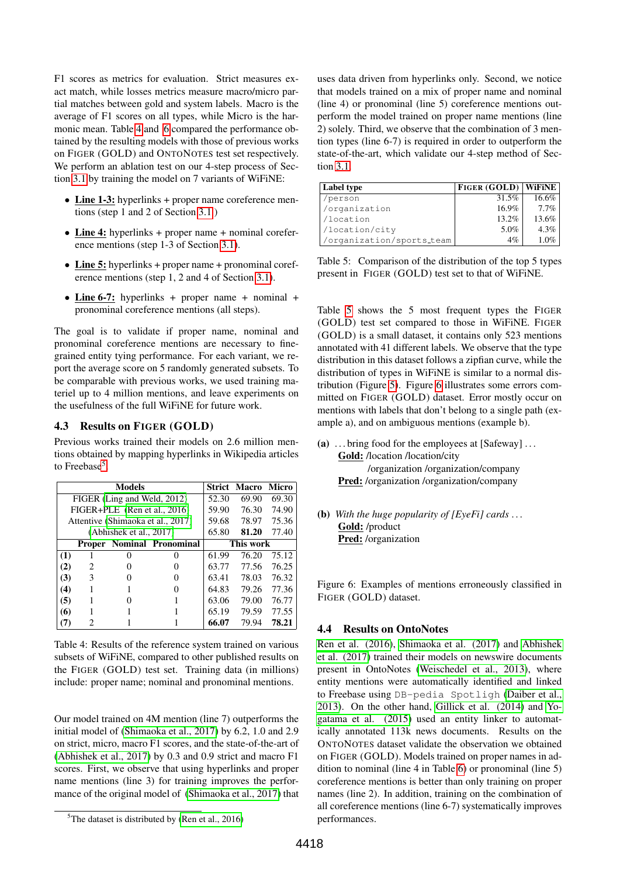F1 scores as metrics for evaluation. Strict measures exact match, while losses metrics measure macro/micro partial matches between gold and system labels. Macro is the average of F1 scores on all types, while Micro is the harmonic mean. Table 4 and 6 compared the performance obtained by the resulting models with those of previous works on FIGER (GOLD) and ONTONOTES test set respectively. We perform an ablation test on our 4-step process of Section 3.1 by training the model on 7 variants of WiFiNE:

- **Line 1-3:** hyperlinks + proper name coreference mentions (step 1 and 2 of Section 3.1)
- **Line 4:** hyperlinks + proper name + nominal coreference mentions (step 1-3 of Section 3.1).
- **Line 5:** hyperlinks + proper name + pronominal coreference mentions (step 1, 2 and 4 of Section 3.1).
- **Line 6-7:** hyperlinks + proper name + nominal + pronominal coreference mentions (all steps).

The goal is to validate if proper name, nominal and pronominal coreference mentions are necessary to fine-grained entity tying performance. For each variant, we report the average score on 5 randomly generated subsets. To be comparable with previous works, we used training materiel up to 4 million mentions, and leave experiments on the usefulness of the full WiFiNE for future work.

### 4.3 Results on FIGER (GOLD)

Previous works trained their models on 2.6 million mentions obtained by mapping hyperlinks in Wikipedia articles to Freebase[5].

| Models | | | | Strict | Macro | Micro |
|---|---|---|---|---|---|---|
| FIGER (Ling and Weld, 2012) | | | | 52.30 | 69.90 | 69.30 |
| FIGER+PLE (Ren et al., 2016) | | | | 59.90 | 76.30 | 74.90 |
| Attentive (Shimaoka et al., 2017) | | | | 59.68 | 78.97 | 75.36 |
| (Abhishek et al., 2017) | | | | 65.80 | **81.20** | 77.40 |
| | Proper | Nominal | Pronominal | This work | | |
| **(1)** | 1 | 0 | 0 | 61.99 | 76.20 | 75.12 |
| **(2)** | 2 | 0 | 0 | 63.77 | 77.56 | 76.25 |
| **(3)** | 3 | 0 | 0 | 63.41 | 78.03 | 76.32 |
| **(4)** | 1 | 1 | 0 | 64.83 | 79.26 | 77.36 |
| **(5)** | 1 | 0 | 1 | 63.06 | 79.00 | 76.77 |
| **(6)** | 1 | 1 | 1 | 65.19 | 79.59 | 77.55 |
| **(7)** | 2 | 1 | 1 | **66.07** | 79.94 | **78.21** |

Table 4: Results of the reference system trained on various subsets of WiFiNE, compared to other published results on the FIGER (GOLD) test set. Training data (in millions) include: proper name; nominal and pronominal mentions.

Our model trained on 4M mention (line 7) outperforms the initial model of (Shimaoka et al., 2017) by 6.2, 1.0 and 2.9 on strict, micro, macro F1 scores, and the state-of-the-art of (Abhishek et al., 2017) by 0.3 and 0.9 strict and macro F1 scores. First, we observe that using hyperlinks and proper name mentions (line 3) for training improves the performance of the original model of (Shimaoka et al., 2017) that uses data driven from hyperlinks only. Second, we notice that models trained on a mix of proper name and nominal (line 4) or pronominal (line 5) coreference mentions outperform the model trained on proper name mentions (line 2) solely. Third, we observe that the combination of 3 mention types (line 6-7) is required in order to outperform the state-of-the-art, which validate our 4-step method of Section 3.1.

| Label type | FIGER (GOLD) | WiFiNE |
|---|---|---|
| /person | 31.5% | 16.6% |
| /organization | 16.9% | 7.7% |
| /location | 13.2% | 13.6% |
| /location/city | 5.0% | 4.3% |
| /organization/sports_team | 4% | 1.0% |

Table 5: Comparison of the distribution of the top 5 types present in FIGER (GOLD) test set to that of WiFiNE.

Table 5 shows the 5 most frequent types the FIGER (GOLD) test set compared to those in WiFiNE. FIGER (GOLD) is a small dataset, it contains only 523 mentions annotated with 41 different labels. We observe that the type distribution in this dataset follows a zipfian curve, while the distribution of types in WiFiNE is similar to a normal distribution (Figure 5). Figure 6 illustrates some errors committed on FIGER (GOLD) dataset. Error mostly occur on mentions with labels that don't belong to a single path (example a), and on ambiguous mentions (example b).

(a) . . . bring food for the employees at [Safeway] . . .
**Gold:** /location /location/city
/organization /organization/company
**Pred:** /organization /organization/company

(b) *With the huge popularity of [EyeFi] cards . . .*
**Gold:** /product
**Pred:** /organization

Figure 6: Examples of mentions erroneously classified in FIGER (GOLD) dataset.

### 4.4 Results on OntoNotes

Ren et al. (2016), Shimaoka et al. (2017) and Abhishek et al. (2017) trained their models on newswire documents present in OntoNotes (Weischedel et al., 2013), where entity mentions were automatically identified and linked to Freebase using DB-pedia Spotligh (Daiber et al., 2013). On the other hand, Gillick et al. (2014) and Yogatama et al. (2015) used an entity linker to automatically annotated 113k news documents. Results on the ONTONOTES dataset validate the observation we obtained on FIGER (GOLD). Models trained on proper names in addition to nominal (line 4 in Table 6) or pronominal (line 5) coreference mentions is better than only training on proper names (line 2). In addition, training on the combination of all coreference mentions (line 6-7) systematically improves performances.

[5] The dataset is distributed by (Ren et al., 2016)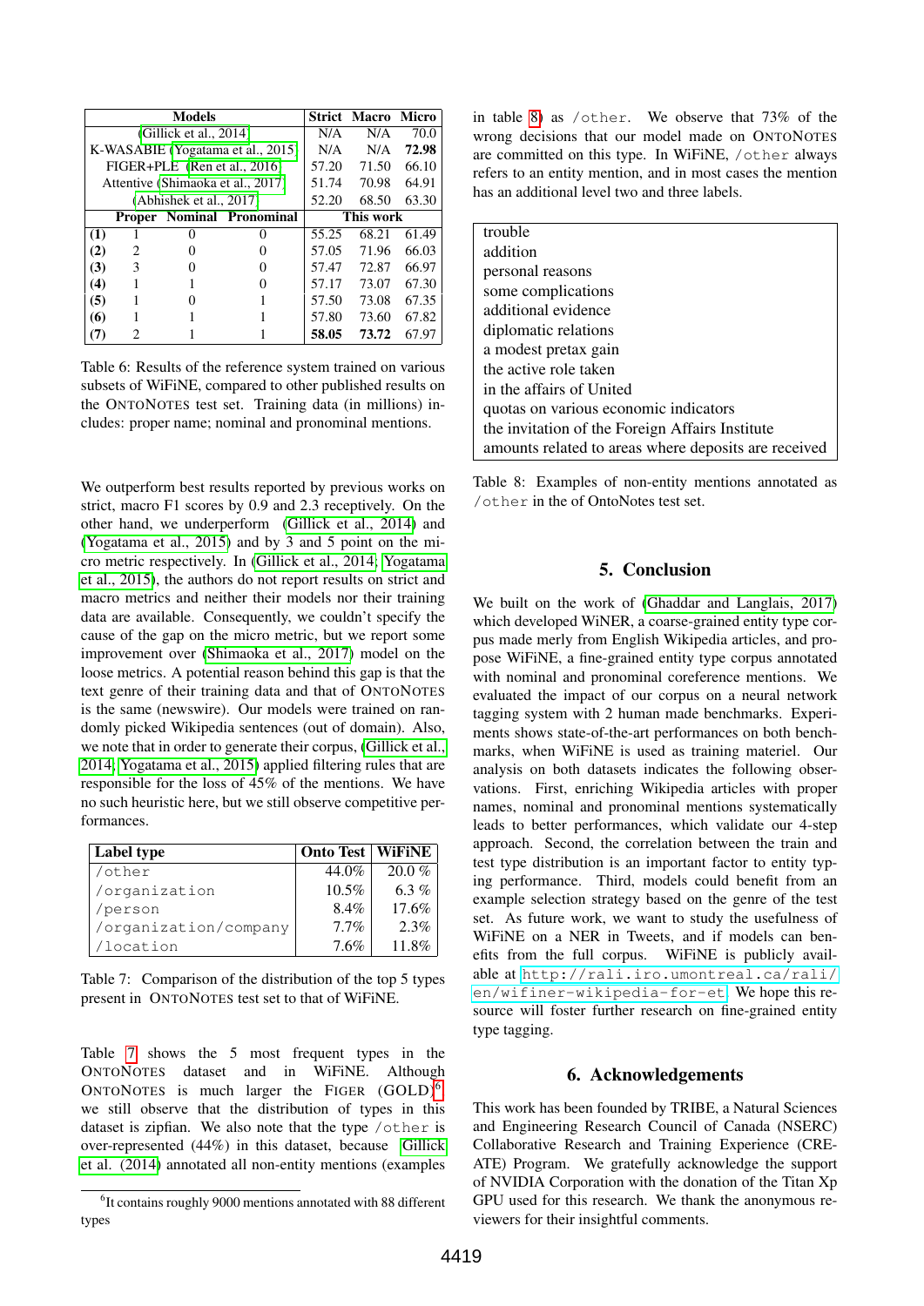| Models | | | Strict | Macro | Micro |
|---|---|---|---|---|---|
| (Gillick et al., 2014) | | | N/A | N/A | 70.0 |
| K-WASABIE (Yogatama et al., 2015) | | | N/A | N/A | **72.98** |
| FIGER+PLE (Ren et al., 2016) | | | 57.20 | 71.50 | 66.10 |
| Attentive (Shimaoka et al., 2017) | | | 51.74 | 70.98 | 64.91 |
| (Abhishek et al., 2017) | | | 52.20 | 68.50 | 63.30 |
| | Proper | Nominal | Pronominal | This work | |
| **(1)** | 1 | 0 | 0 | 55.25 | 68.21 | 61.49 |
| **(2)** | 2 | 0 | 0 | 57.05 | 71.96 | 66.03 |
| **(3)** | 3 | 0 | 0 | 57.47 | 72.87 | 66.97 |
| **(4)** | 1 | 1 | 0 | 57.17 | 73.07 | 67.30 |
| **(5)** | 1 | 0 | 1 | 57.50 | 73.08 | 67.35 |
| **(6)** | 1 | 1 | 1 | 57.80 | 73.60 | 67.82 |
| **(7)** | 2 | 1 | 1 | **58.05** | **73.72** | 67.97 |

Table 6: Results of the reference system trained on various subsets of WiFiNE, compared to other published results on the ONTONOTES test set. Training data (in millions) includes: proper name; nominal and pronominal mentions.

We outperform best results reported by previous works on strict, macro F1 scores by 0.9 and 2.3 receptively. On the other hand, we underperform (Gillick et al., 2014) and (Yogatama et al., 2015) and by 3 and 5 point on the micro metric respectively. In (Gillick et al., 2014; Yogatama et al., 2015), the authors do not report results on strict and macro metrics and neither their models nor their training data are available. Consequently, we couldn't specify the cause of the gap on the micro metric, but we report some improvement over (Shimaoka et al., 2017) model on the loose metrics. A potential reason behind this gap is that the text genre of their training data and that of ONTONOTES is the same (newswire). Our models were trained on randomly picked Wikipedia sentences (out of domain). Also, we note that in order to generate their corpus, (Gillick et al., 2014; Yogatama et al., 2015) applied filtering rules that are responsible for the loss of 45% of the mentions. We have no such heuristic here, but we still observe competitive performances.

| Label type | Onto Test | WiFiNE |
|---|---|---|
| /other | 44.0% | 20.0 % |
| /organization | 10.5% | 6.3 % |
| /person | 8.4% | 17.6% |
| /organization/company | 7.7% | 2.3% |
| /location | 7.6% | 11.8% |

Table 7: Comparison of the distribution of the top 5 types present in ONTONOTES test set to that of WiFiNE.

Table 7 shows the 5 most frequent types in the ONTONOTES dataset and in WiFiNE. Although ONTONOTES is much larger the FIGER (GOLD)[6] we still observe that the distribution of types in this dataset is zipfian. We also note that the type /other is over-represented (44%) in this dataset, because Gillick et al. (2014) annotated all non-entity mentions (examples in table 8) as /other. We observe that 73% of the wrong decisions that our model made on ONTONOTES are committed on this type. In WiFiNE, /other always refers to an entity mention, and in most cases the mention has an additional level two and three labels.

[6] It contains roughly 9000 mentions annotated with 88 different types

| |
|---|
| trouble |
| addition |
| personal reasons |
| some complications |
| additional evidence |
| diplomatic relations |
| a modest pretax gain |
| the active role taken |
| in the affairs of United |
| quotas on various economic indicators |
| the invitation of the Foreign Affairs Institute |
| amounts related to areas where deposits are received |

Table 8: Examples of non-entity mentions annotated as /other in the of OntoNotes test set.

## 5. Conclusion

We built on the work of (Ghaddar and Langlais, 2017) which developed WiNER, a coarse-grained entity type corpus made merly from English Wikipedia articles, and propose WiFiNE, a fine-grained entity type corpus annotated with nominal and pronominal coreference mentions. We evaluated the impact of our corpus on a neural network tagging system with 2 human made benchmarks. Experiments shows state-of-the-art performances on both benchmarks, when WiFiNE is used as training materiel. Our analysis on both datasets indicates the following observations. First, enriching Wikipedia articles with proper names, nominal and pronominal mentions systematically leads to better performances, which validate our 4-step approach. Second, the correlation between the train and test type distribution is an important factor to entity typing performance. Third, models could benefit from an example selection strategy based on the genre of the test set. As future work, we want to study the usefulness of WiFiNE on a NER in Tweets, and if models can benefits from the full corpus. WiFiNE is publicly available at http://rali.iro.umontreal.ca/rali/en/wifiner-wikipedia-for-et. We hope this resource will foster further research on fine-grained entity type tagging.

## 6. Acknowledgements

This work has been founded by TRIBE, a Natural Sciences and Engineering Research Council of Canada (NSERC) Collaborative Research and Training Experience (CREATE) Program. We gratefully acknowledge the support of NVIDIA Corporation with the donation of the Titan Xp GPU used for this research. We thank the anonymous reviewers for their insightful comments.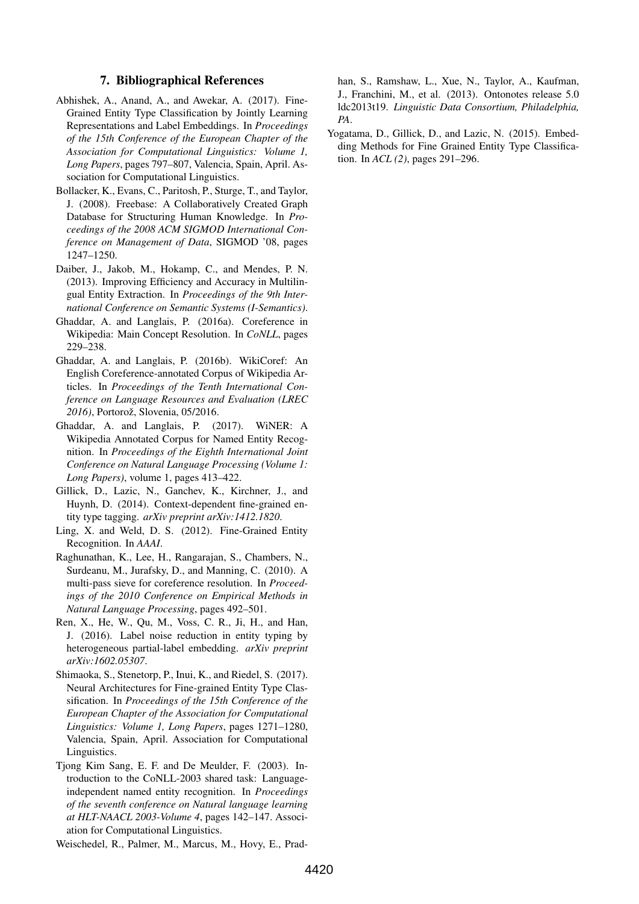## 7. Bibliographical References

Abhishek, A., Anand, A., and Awekar, A. (2017). Fine-Grained Entity Type Classification by Jointly Learning Representations and Label Embeddings. In *Proceedings of the 15th Conference of the European Chapter of the Association for Computational Linguistics: Volume 1, Long Papers*, pages 797–807, Valencia, Spain, April. Association for Computational Linguistics.

Bollacker, K., Evans, C., Paritosh, P., Sturge, T., and Taylor, J. (2008). Freebase: A Collaboratively Created Graph Database for Structuring Human Knowledge. In *Proceedings of the 2008 ACM SIGMOD International Conference on Management of Data*, SIGMOD '08, pages 1247–1250.

Daiber, J., Jakob, M., Hokamp, C., and Mendes, P. N. (2013). Improving Efficiency and Accuracy in Multilingual Entity Extraction. In *Proceedings of the 9th International Conference on Semantic Systems (I-Semantics)*.

Ghaddar, A. and Langlais, P. (2016a). Coreference in Wikipedia: Main Concept Resolution. In *CoNLL*, pages 229–238.

Ghaddar, A. and Langlais, P. (2016b). WikiCoref: An English Coreference-annotated Corpus of Wikipedia Articles. In *Proceedings of the Tenth International Conference on Language Resources and Evaluation (LREC 2016)*, Portorož, Slovenia, 05/2016.

Ghaddar, A. and Langlais, P. (2017). WiNER: A Wikipedia Annotated Corpus for Named Entity Recognition. In *Proceedings of the Eighth International Joint Conference on Natural Language Processing (Volume 1: Long Papers)*, volume 1, pages 413–422.

Gillick, D., Lazic, N., Ganchev, K., Kirchner, J., and Huynh, D. (2014). Context-dependent fine-grained entity type tagging. *arXiv preprint arXiv:1412.1820*.

Ling, X. and Weld, D. S. (2012). Fine-Grained Entity Recognition. In *AAAI*.

Raghunathan, K., Lee, H., Rangarajan, S., Chambers, N., Surdeanu, M., Jurafsky, D., and Manning, C. (2010). A multi-pass sieve for coreference resolution. In *Proceedings of the 2010 Conference on Empirical Methods in Natural Language Processing*, pages 492–501.

Ren, X., He, W., Qu, M., Voss, C. R., Ji, H., and Han, J. (2016). Label noise reduction in entity typing by heterogeneous partial-label embedding. *arXiv preprint arXiv:1602.05307*.

Shimaoka, S., Stenetorp, P., Inui, K., and Riedel, S. (2017). Neural Architectures for Fine-grained Entity Type Classification. In *Proceedings of the 15th Conference of the European Chapter of the Association for Computational Linguistics: Volume 1, Long Papers*, pages 1271–1280, Valencia, Spain, April. Association for Computational Linguistics.

Tjong Kim Sang, E. F. and De Meulder, F. (2003). Introduction to the CoNLL-2003 shared task: Language-independent named entity recognition. In *Proceedings of the seventh conference on Natural language learning at HLT-NAACL 2003-Volume 4*, pages 142–147. Association for Computational Linguistics.

Weischedel, R., Palmer, M., Marcus, M., Hovy, E., Pradhan, S., Ramshaw, L., Xue, N., Taylor, A., Kaufman, J., Franchini, M., et al. (2013). Ontonotes release 5.0 ldc2013t19. *Linguistic Data Consortium, Philadelphia, PA*.

Yogatama, D., Gillick, D., and Lazic, N. (2015). Embedding Methods for Fine Grained Entity Type Classification. In *ACL (2)*, pages 291–296.